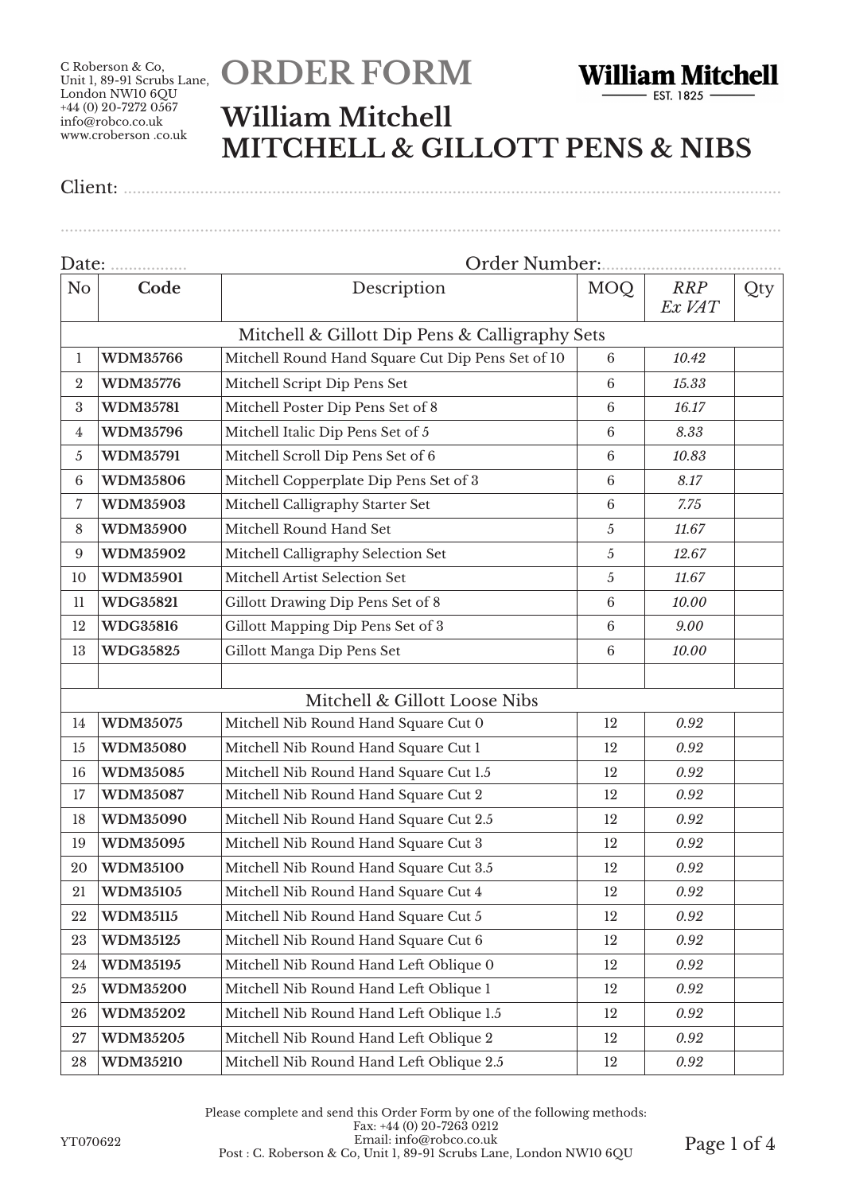C Roberson & Co,
Unit 1, 89-91 Scrubs Lane,
London NW10 6QU
+44 (0) 20-7272 0567
info@robco.co.uk
www.croberson .co.uk

# ORDER FORM

**William Mitchell**
EST. 1825

## William Mitchell
## MITCHELL & GILLOTT PENS & NIBS

Client: ..........................................................................................................................................

..........................................................................................................................................

Date: ................. Order Number:.......................................

| No | Code | Description | MOQ | *RRP Ex VAT* | Qty |
|---|---|---|---|---|---|
| | | Mitchell & Gillott Dip Pens & Calligraphy Sets | | | |
| 1 | **WDM35766** | Mitchell Round Hand Square Cut Dip Pens Set of 10 | 6 | *10.42* | |
| 2 | **WDM35776** | Mitchell Script Dip Pens Set | 6 | *15.33* | |
| 3 | **WDM35781** | Mitchell Poster Dip Pens Set of 8 | 6 | *16.17* | |
| 4 | **WDM35796** | Mitchell Italic Dip Pens Set of 5 | 6 | *8.33* | |
| 5 | **WDM35791** | Mitchell Scroll Dip Pens Set of 6 | 6 | *10.83* | |
| 6 | **WDM35806** | Mitchell Copperplate Dip Pens Set of 3 | 6 | *8.17* | |
| 7 | **WDM35903** | Mitchell Calligraphy Starter Set | 6 | *7.75* | |
| 8 | **WDM35900** | Mitchell Round Hand Set | *5* | *11.67* | |
| 9 | **WDM35902** | Mitchell Calligraphy Selection Set | *5* | *12.67* | |
| 10 | **WDM35901** | Mitchell Artist Selection Set | *5* | *11.67* | |
| 11 | **WDG35821** | Gillott Drawing Dip Pens Set of 8 | 6 | *10.00* | |
| 12 | **WDG35816** | Gillott Mapping Dip Pens Set of 3 | 6 | *9.00* | |
| 13 | **WDG35825** | Gillott Manga Dip Pens Set | 6 | *10.00* | |
| | | | | | |
| | | Mitchell & Gillott Loose Nibs | | | |
| 14 | **WDM35075** | Mitchell Nib Round Hand Square Cut 0 | 12 | *0.92* | |
| 15 | **WDM35080** | Mitchell Nib Round Hand Square Cut 1 | 12 | *0.92* | |
| 16 | **WDM35085** | Mitchell Nib Round Hand Square Cut 1.5 | 12 | *0.92* | |
| 17 | **WDM35087** | Mitchell Nib Round Hand Square Cut 2 | 12 | *0.92* | |
| 18 | **WDM35090** | Mitchell Nib Round Hand Square Cut 2.5 | 12 | *0.92* | |
| 19 | **WDM35095** | Mitchell Nib Round Hand Square Cut 3 | 12 | *0.92* | |
| 20 | **WDM35100** | Mitchell Nib Round Hand Square Cut 3.5 | 12 | *0.92* | |
| 21 | **WDM35105** | Mitchell Nib Round Hand Square Cut 4 | 12 | *0.92* | |
| 22 | **WDM35115** | Mitchell Nib Round Hand Square Cut 5 | 12 | *0.92* | |
| 23 | **WDM35125** | Mitchell Nib Round Hand Square Cut 6 | 12 | *0.92* | |
| 24 | **WDM35195** | Mitchell Nib Round Hand Left Oblique 0 | 12 | *0.92* | |
| 25 | **WDM35200** | Mitchell Nib Round Hand Left Oblique 1 | 12 | *0.92* | |
| 26 | **WDM35202** | Mitchell Nib Round Hand Left Oblique 1.5 | 12 | *0.92* | |
| 27 | **WDM35205** | Mitchell Nib Round Hand Left Oblique 2 | 12 | *0.92* | |
| 28 | **WDM35210** | Mitchell Nib Round Hand Left Oblique 2.5 | 12 | *0.92* | |

Please complete and send this Order Form by one of the following methods:
Fax: +44 (0) 20-7263 0212
Email: info@robco.co.uk
Post : C. Roberson & Co, Unit 1, 89-91 Scrubs Lane, London NW10 6QU

YT070622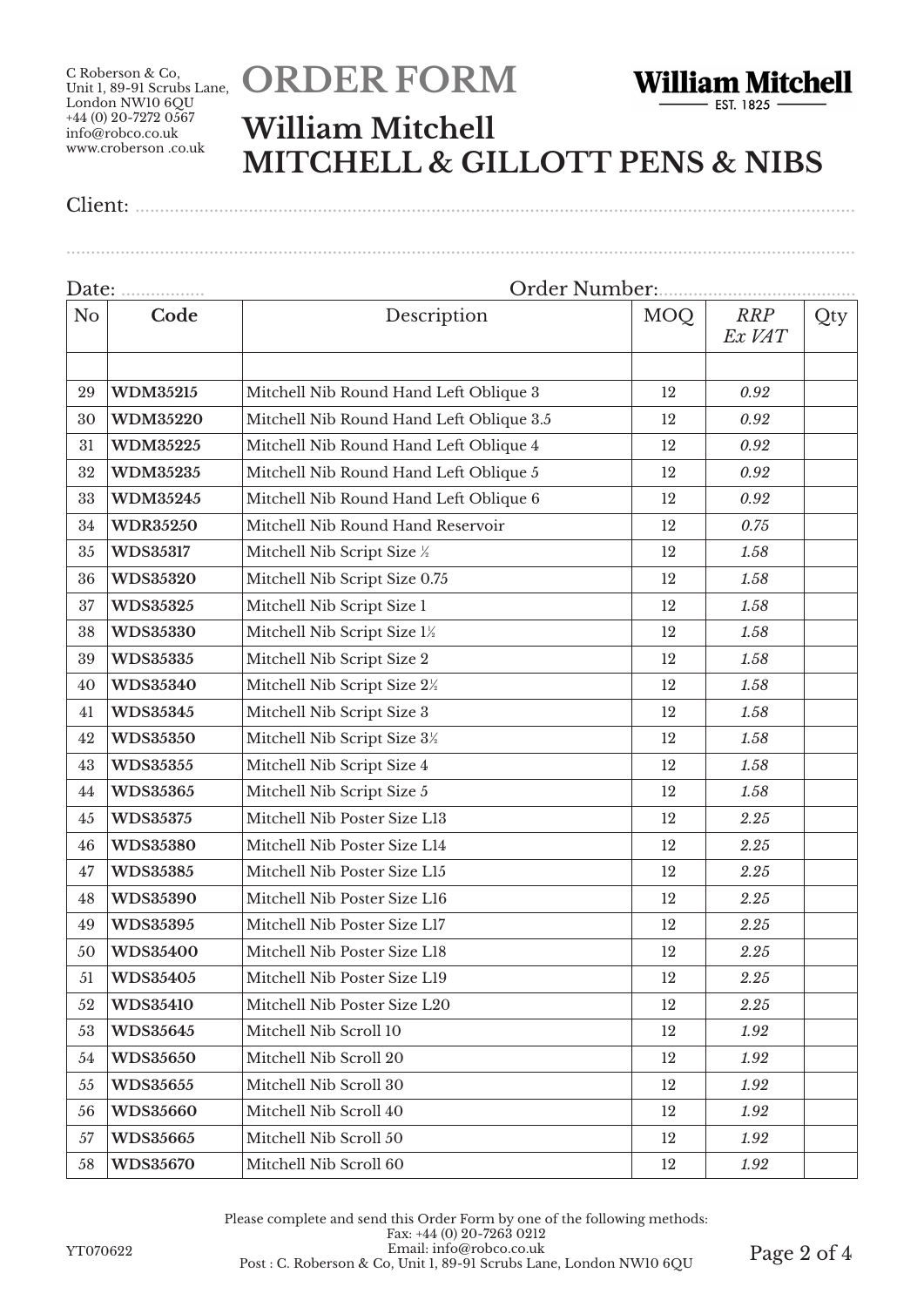C Roberson & Co,
Unit 1, 89-91 Scrubs Lane,
London NW10 6QU
+44 (0) 20-7272 0567
info@robco.co.uk
www.croberson .co.uk

# ORDER FORM

**William Mitchell** EST. 1825

## William Mitchell
## MITCHELL & GILLOTT PENS & NIBS

Client: ..........................................................................................................................................

..........................................................................................................................................................

Date: ................. Order Number:........................................

| No | Code | Description | MOQ | *RRP Ex VAT* | Qty |
|---|---|---|---|---|---|
| | | | | | |
| 29 | **WDM35215** | Mitchell Nib Round Hand Left Oblique 3 | 12 | *0.92* | |
| 30 | **WDM35220** | Mitchell Nib Round Hand Left Oblique 3.5 | 12 | *0.92* | |
| 31 | **WDM35225** | Mitchell Nib Round Hand Left Oblique 4 | 12 | *0.92* | |
| 32 | **WDM35235** | Mitchell Nib Round Hand Left Oblique 5 | 12 | *0.92* | |
| 33 | **WDM35245** | Mitchell Nib Round Hand Left Oblique 6 | 12 | *0.92* | |
| 34 | **WDR35250** | Mitchell Nib Round Hand Reservoir | 12 | *0.75* | |
| 35 | **WDS35317** | Mitchell Nib Script Size ½ | 12 | *1.58* | |
| 36 | **WDS35320** | Mitchell Nib Script Size 0.75 | 12 | *1.58* | |
| 37 | **WDS35325** | Mitchell Nib Script Size 1 | 12 | *1.58* | |
| 38 | **WDS35330** | Mitchell Nib Script Size 1½ | 12 | *1.58* | |
| 39 | **WDS35335** | Mitchell Nib Script Size 2 | 12 | *1.58* | |
| 40 | **WDS35340** | Mitchell Nib Script Size 2½ | 12 | *1.58* | |
| 41 | **WDS35345** | Mitchell Nib Script Size 3 | 12 | *1.58* | |
| 42 | **WDS35350** | Mitchell Nib Script Size 3½ | 12 | *1.58* | |
| 43 | **WDS35355** | Mitchell Nib Script Size 4 | 12 | *1.58* | |
| 44 | **WDS35365** | Mitchell Nib Script Size 5 | 12 | *1.58* | |
| 45 | **WDS35375** | Mitchell Nib Poster Size L13 | 12 | *2.25* | |
| 46 | **WDS35380** | Mitchell Nib Poster Size L14 | 12 | *2.25* | |
| 47 | **WDS35385** | Mitchell Nib Poster Size L15 | 12 | *2.25* | |
| 48 | **WDS35390** | Mitchell Nib Poster Size L16 | 12 | *2.25* | |
| 49 | **WDS35395** | Mitchell Nib Poster Size L17 | 12 | *2.25* | |
| 50 | **WDS35400** | Mitchell Nib Poster Size L18 | 12 | *2.25* | |
| 51 | **WDS35405** | Mitchell Nib Poster Size L19 | 12 | *2.25* | |
| 52 | **WDS35410** | Mitchell Nib Poster Size L20 | 12 | *2.25* | |
| 53 | **WDS35645** | Mitchell Nib Scroll 10 | 12 | *1.92* | |
| 54 | **WDS35650** | Mitchell Nib Scroll 20 | 12 | *1.92* | |
| 55 | **WDS35655** | Mitchell Nib Scroll 30 | 12 | *1.92* | |
| 56 | **WDS35660** | Mitchell Nib Scroll 40 | 12 | *1.92* | |
| 57 | **WDS35665** | Mitchell Nib Scroll 50 | 12 | *1.92* | |
| 58 | **WDS35670** | Mitchell Nib Scroll 60 | 12 | *1.92* | |

Please complete and send this Order Form by one of the following methods:
Fax: +44 (0) 20-7263 0212
Email: info@robco.co.uk
Post : C. Roberson & Co, Unit 1, 89-91 Scrubs Lane, London NW10 6QU

YT070622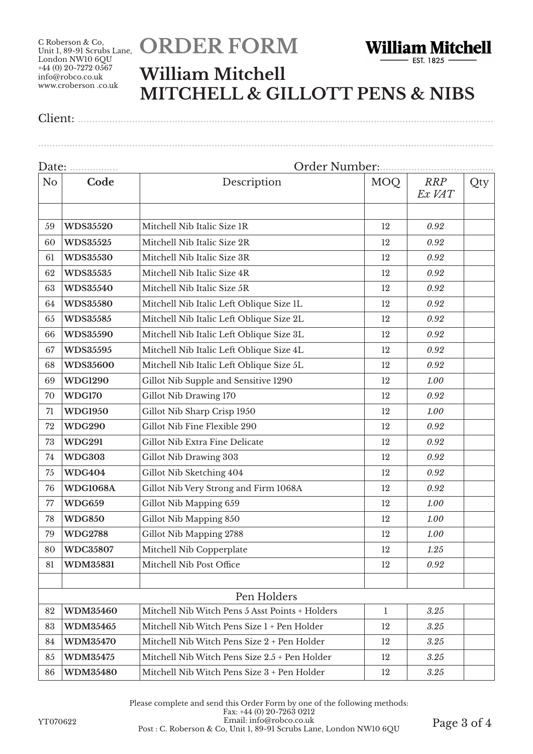C Roberson & Co,
Unit 1, 89-91 Scrubs Lane,
London NW10 6QU
+44 (0) 20-7272 0567
info@robco.co.uk
www.croberson .co.uk

# ORDER FORM

**William Mitchell**
EST. 1825

## William Mitchell
## MITCHELL & GILLOTT PENS & NIBS

Client: ................................................................................................................................

................................................................................................................................

Date: ................. Order Number:......................................

| No | Code | Description | MOQ | *RRP Ex VAT* | Qty |
|---|---|---|---|---|---|
| | | | | | |
| 59 | **WDS35520** | Mitchell Nib Italic Size 1R | 12 | *0.92* | |
| 60 | **WDS35525** | Mitchell Nib Italic Size 2R | 12 | *0.92* | |
| 61 | **WDS35530** | Mitchell Nib Italic Size 3R | 12 | *0.92* | |
| 62 | **WDS35535** | Mitchell Nib Italic Size 4R | 12 | *0.92* | |
| 63 | **WDS35540** | Mitchell Nib Italic Size 5R | 12 | *0.92* | |
| 64 | **WDS35580** | Mitchell Nib Italic Left Oblique Size 1L | 12 | *0.92* | |
| 65 | **WDS35585** | Mitchell Nib Italic Left Oblique Size 2L | 12 | *0.92* | |
| 66 | **WDS35590** | Mitchell Nib Italic Left Oblique Size 3L | 12 | *0.92* | |
| 67 | **WDS35595** | Mitchell Nib Italic Left Oblique Size 4L | 12 | *0.92* | |
| 68 | **WDS35600** | Mitchell Nib Italic Left Oblique Size 5L | 12 | *0.92* | |
| 69 | **WDG1290** | Gillot Nib Supple and Sensitive 1290 | 12 | *1.00* | |
| 70 | **WDG170** | Gillot Nib Drawing 170 | 12 | *0.92* | |
| 71 | **WDG1950** | Gillot Nib Sharp Crisp 1950 | 12 | *1.00* | |
| 72 | **WDG290** | Gillot Nib Fine Flexible 290 | 12 | *0.92* | |
| 73 | **WDG291** | Gillot Nib Extra Fine Delicate | 12 | *0.92* | |
| 74 | **WDG303** | Gillot Nib Drawing 303 | 12 | *0.92* | |
| 75 | **WDG404** | Gillot Nib Sketching 404 | 12 | *0.92* | |
| 76 | **WDG1068A** | Gillot Nib Very Strong and Firm 1068A | 12 | *0.92* | |
| 77 | **WDG659** | Gillot Nib Mapping 659 | 12 | *1.00* | |
| 78 | **WDG850** | Gillot Nib Mapping 850 | 12 | *1.00* | |
| 79 | **WDG2788** | Gillot Nib Mapping 2788 | 12 | *1.00* | |
| 80 | **WDC35807** | Mitchell Nib Copperplate | 12 | *1.25* | |
| 81 | **WDM35831** | Mitchell Nib Post Office | 12 | *0.92* | |
| | | | | | |
| | | Pen Holders | | | |
| 82 | **WDM35460** | Mitchell Nib Witch Pens 5 Asst Points + Holders | 1 | *3.25* | |
| 83 | **WDM35465** | Mitchell Nib Witch Pens Size 1 + Pen Holder | 12 | *3.25* | |
| 84 | **WDM35470** | Mitchell Nib Witch Pens Size 2 + Pen Holder | 12 | *3.25* | |
| 85 | **WDM35475** | Mitchell Nib Witch Pens Size 2.5 + Pen Holder | 12 | *3.25* | |
| 86 | **WDM35480** | Mitchell Nib Witch Pens Size 3 + Pen Holder | 12 | *3.25* | |

Please complete and send this Order Form by one of the following methods:
Fax: +44 (0) 20-7263 0212
Email: info@robco.co.uk
Post : C. Roberson & Co, Unit 1, 89-91 Scrubs Lane, London NW10 6QU

YT070622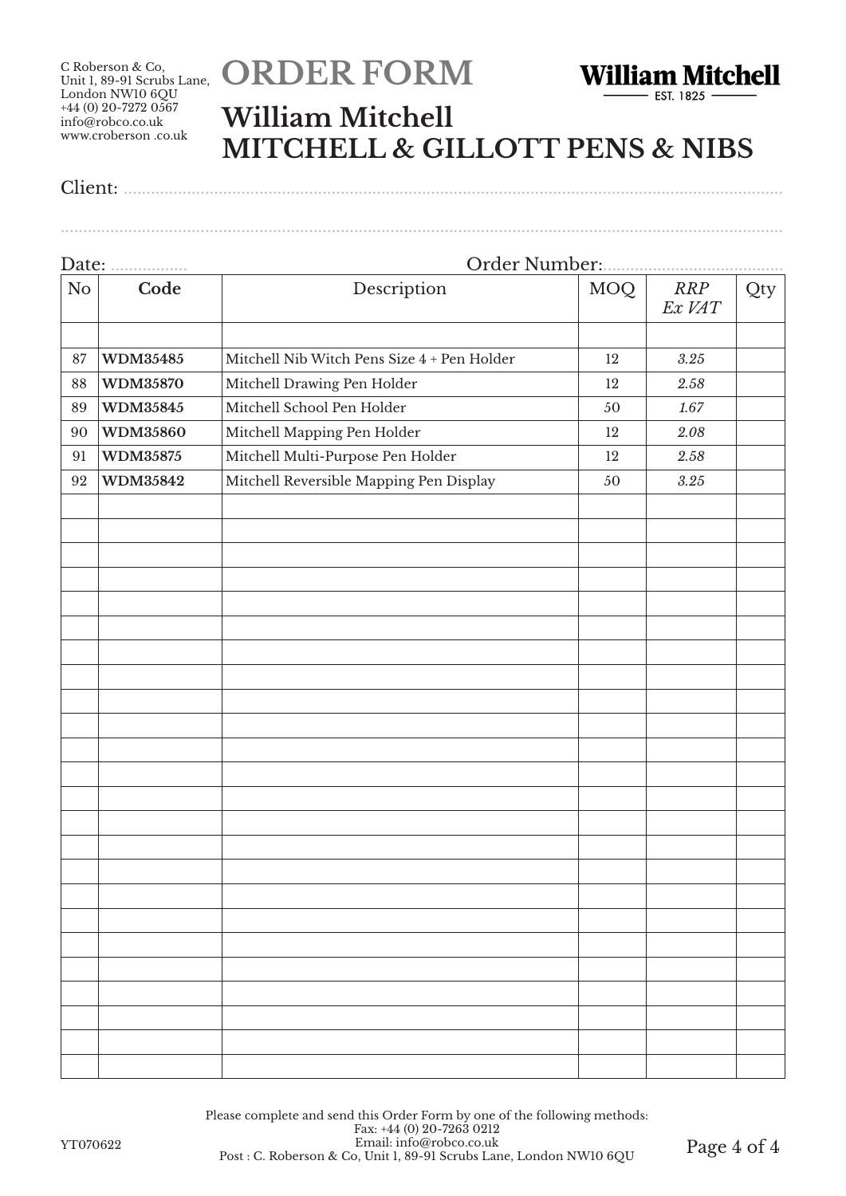C Roberson & Co,
Unit 1, 89-91 Scrubs Lane,
London NW10 6QU
+44 (0) 20-7272 0567
info@robco.co.uk
www.croberson .co.uk

# ORDER FORM

William Mitchell
EST. 1825

## William Mitchell
## MITCHELL & GILLOTT PENS & NIBS

Client: ..........................................................................................................................................

..........................................................................................................................................................

Date: ................ Order Number:.......................................

| No | **Code** | Description | MOQ | *RRP Ex VAT* | Qty |
|---|---|---|---|---|---|
| | | | | | |
| 87 | **WDM35485** | Mitchell Nib Witch Pens Size 4 + Pen Holder | 12 | *3.25* | |
| 88 | **WDM35870** | Mitchell Drawing Pen Holder | 12 | *2.58* | |
| 89 | **WDM35845** | Mitchell School Pen Holder | 50 | *1.67* | |
| 90 | **WDM35860** | Mitchell Mapping Pen Holder | 12 | *2.08* | |
| 91 | **WDM35875** | Mitchell Multi-Purpose Pen Holder | 12 | *2.58* | |
| 92 | **WDM35842** | Mitchell Reversible Mapping Pen Display | 50 | *3.25* | |
| | | | | | |
| | | | | | |
| | | | | | |
| | | | | | |
| | | | | | |
| | | | | | |
| | | | | | |
| | | | | | |
| | | | | | |
| | | | | | |
| | | | | | |
| | | | | | |
| | | | | | |
| | | | | | |
| | | | | | |
| | | | | | |
| | | | | | |
| | | | | | |
| | | | | | |
| | | | | | |
| | | | | | |
| | | | | | |
| | | | | | |
| | | | | | |

Please complete and send this Order Form by one of the following methods:
Fax: +44 (0) 20-7263 0212
Email: info@robco.co.uk
Post : C. Roberson & Co, Unit 1, 89-91 Scrubs Lane, London NW10 6QU

YT070622